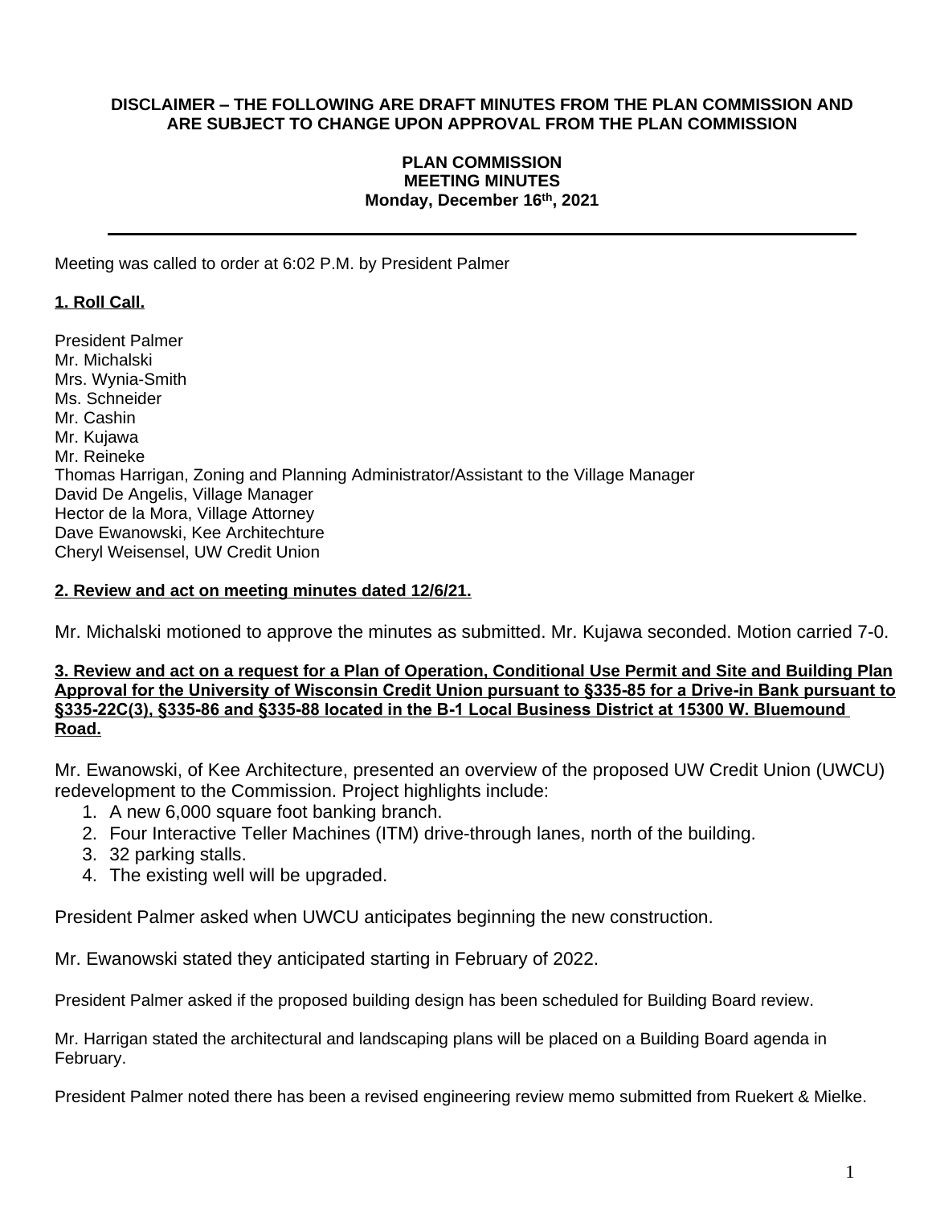**DISCLAIMER – THE FOLLOWING ARE DRAFT MINUTES FROM THE PLAN COMMISSION AND ARE SUBJECT TO CHANGE UPON APPROVAL FROM THE PLAN COMMISSION**

**PLAN COMMISSION**
**MEETING MINUTES**
**Monday, December 16th, 2021**

---

Meeting was called to order at 6:02 P.M. by President Palmer

**1. Roll Call.**

President Palmer
Mr. Michalski
Mrs. Wynia-Smith
Ms. Schneider
Mr. Cashin
Mr. Kujawa
Mr. Reineke
Thomas Harrigan, Zoning and Planning Administrator/Assistant to the Village Manager
David De Angelis, Village Manager
Hector de la Mora, Village Attorney
Dave Ewanowski, Kee Architechture
Cheryl Weisensel, UW Credit Union

**2. Review and act on meeting minutes dated 12/6/21.**

Mr. Michalski motioned to approve the minutes as submitted. Mr. Kujawa seconded. Motion carried 7-0.

**3. Review and act on a request for a Plan of Operation, Conditional Use Permit and Site and Building Plan Approval for the University of Wisconsin Credit Union pursuant to §335-85 for a Drive-in Bank pursuant to §335-22C(3), §335-86 and §335-88 located in the B-1 Local Business District at 15300 W. Bluemound Road.**

Mr. Ewanowski, of Kee Architecture, presented an overview of the proposed UW Credit Union (UWCU) redevelopment to the Commission. Project highlights include:

1. A new 6,000 square foot banking branch.
2. Four Interactive Teller Machines (ITM) drive-through lanes, north of the building.
3. 32 parking stalls.
4. The existing well will be upgraded.

President Palmer asked when UWCU anticipates beginning the new construction.

Mr. Ewanowski stated they anticipated starting in February of 2022.

President Palmer asked if the proposed building design has been scheduled for Building Board review.

Mr. Harrigan stated the architectural and landscaping plans will be placed on a Building Board agenda in February.

President Palmer noted there has been a revised engineering review memo submitted from Ruekert & Mielke.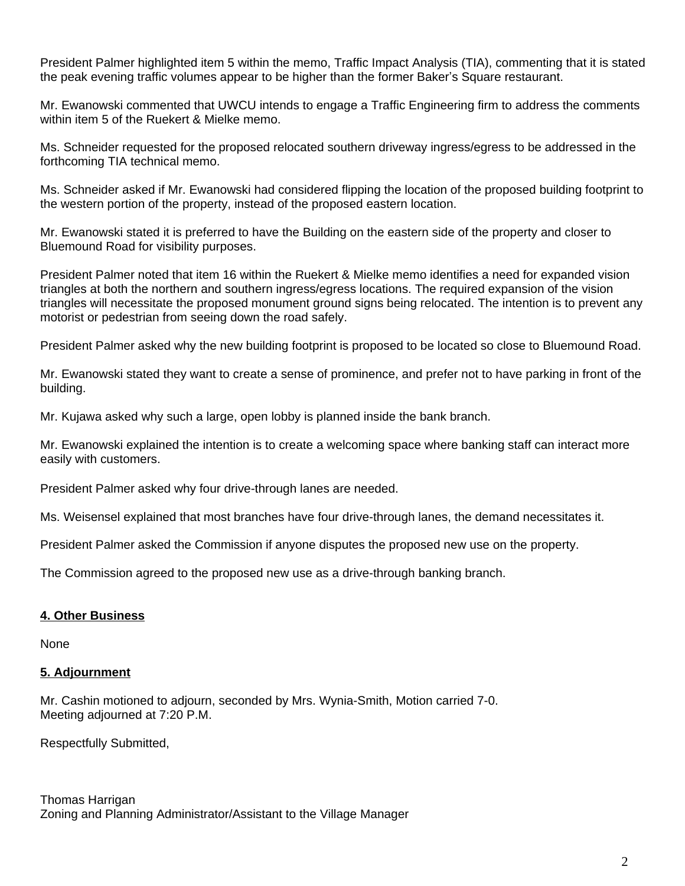President Palmer highlighted item 5 within the memo, Traffic Impact Analysis (TIA), commenting that it is stated the peak evening traffic volumes appear to be higher than the former Baker's Square restaurant.

Mr. Ewanowski commented that UWCU intends to engage a Traffic Engineering firm to address the comments within item 5 of the Ruekert & Mielke memo.

Ms. Schneider requested for the proposed relocated southern driveway ingress/egress to be addressed in the forthcoming TIA technical memo.

Ms. Schneider asked if Mr. Ewanowski had considered flipping the location of the proposed building footprint to the western portion of the property, instead of the proposed eastern location.

Mr. Ewanowski stated it is preferred to have the Building on the eastern side of the property and closer to Bluemound Road for visibility purposes.

President Palmer noted that item 16 within the Ruekert & Mielke memo identifies a need for expanded vision triangles at both the northern and southern ingress/egress locations. The required expansion of the vision triangles will necessitate the proposed monument ground signs being relocated. The intention is to prevent any motorist or pedestrian from seeing down the road safely.

President Palmer asked why the new building footprint is proposed to be located so close to Bluemound Road.

Mr. Ewanowski stated they want to create a sense of prominence, and prefer not to have parking in front of the building.

Mr. Kujawa asked why such a large, open lobby is planned inside the bank branch.

Mr. Ewanowski explained the intention is to create a welcoming space where banking staff can interact more easily with customers.

President Palmer asked why four drive-through lanes are needed.

Ms. Weisensel explained that most branches have four drive-through lanes, the demand necessitates it.

President Palmer asked the Commission if anyone disputes the proposed new use on the property.

The Commission agreed to the proposed new use as a drive-through banking branch.

**4. Other Business**

None

**5. Adjournment**

Mr. Cashin motioned to adjourn, seconded by Mrs. Wynia-Smith, Motion carried 7-0.
Meeting adjourned at 7:20 P.M.

Respectfully Submitted,

Thomas Harrigan
Zoning and Planning Administrator/Assistant to the Village Manager